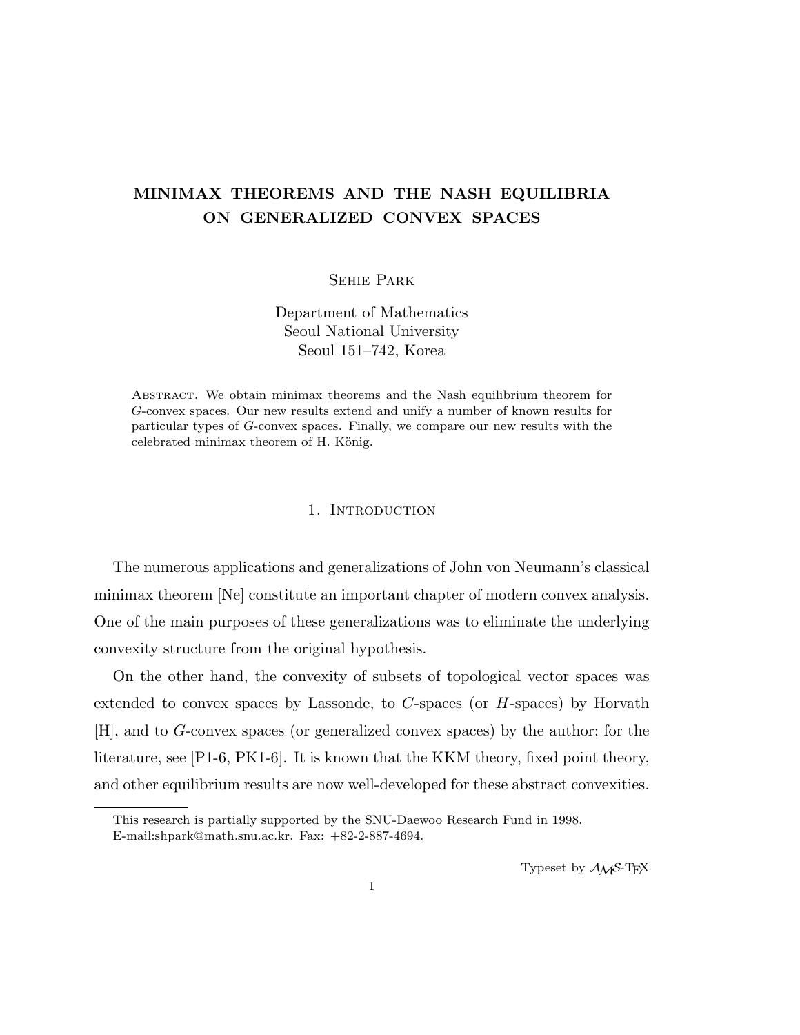# MINIMAX THEOREMS AND THE NASH EQUILIBRIA ON GENERALIZED CONVEX SPACES

Sehie Park

Department of Mathematics
Seoul National University
Seoul 151–742, Korea

Abstract. We obtain minimax theorems and the Nash equilibrium theorem for $G$-convex spaces. Our new results extend and unify a number of known results for particular types of $G$-convex spaces. Finally, we compare our new results with the celebrated minimax theorem of H. König.

## 1. Introduction

The numerous applications and generalizations of John von Neumann's classical minimax theorem [Ne] constitute an important chapter of modern convex analysis. One of the main purposes of these generalizations was to eliminate the underlying convexity structure from the original hypothesis.

On the other hand, the convexity of subsets of topological vector spaces was extended to convex spaces by Lassonde, to $C$-spaces (or $H$-spaces) by Horvath [H], and to $G$-convex spaces (or generalized convex spaces) by the author; for the literature, see [P1-6, PK1-6]. It is known that the KKM theory, fixed point theory, and other equilibrium results are now well-developed for these abstract convexities.

---

This research is partially supported by the SNU-Daewoo Research Fund in 1998.
E-mail:shpark@math.snu.ac.kr. Fax: +82-2-887-4694.

Typeset by $\mathcal{AMS}$-TEX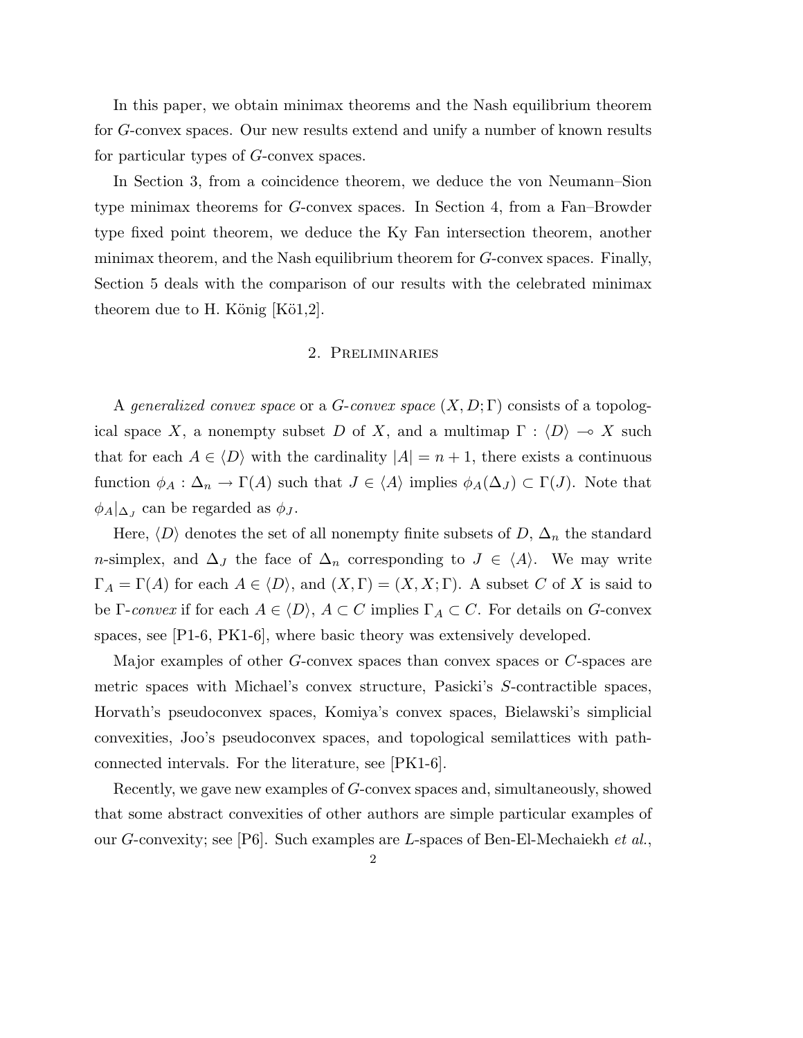In this paper, we obtain minimax theorems and the Nash equilibrium theorem for $G$-convex spaces. Our new results extend and unify a number of known results for particular types of $G$-convex spaces.

In Section 3, from a coincidence theorem, we deduce the von Neumann–Sion type minimax theorems for $G$-convex spaces. In Section 4, from a Fan–Browder type fixed point theorem, we deduce the Ky Fan intersection theorem, another minimax theorem, and the Nash equilibrium theorem for $G$-convex spaces. Finally, Section 5 deals with the comparison of our results with the celebrated minimax theorem due to H. König [Kö1,2].

## 2. Preliminaries

A *generalized convex space* or a *G-convex space* $(X, D; \Gamma)$ consists of a topological space $X$, a nonempty subset $D$ of $X$, and a multimap $\Gamma : \langle D \rangle \multimap X$ such that for each $A \in \langle D \rangle$ with the cardinality $|A| = n + 1$, there exists a continuous function $\phi_A : \Delta_n \to \Gamma(A)$ such that $J \in \langle A \rangle$ implies $\phi_A(\Delta_J) \subset \Gamma(J)$. Note that $\phi_A|_{\Delta_J}$ can be regarded as $\phi_J$.

Here, $\langle D \rangle$ denotes the set of all nonempty finite subsets of $D$, $\Delta_n$ the standard $n$-simplex, and $\Delta_J$ the face of $\Delta_n$ corresponding to $J \in \langle A \rangle$. We may write $\Gamma_A = \Gamma(A)$ for each $A \in \langle D \rangle$, and $(X, \Gamma) = (X, X; \Gamma)$. A subset $C$ of $X$ is said to be $\Gamma$-*convex* if for each $A \in \langle D \rangle$, $A \subset C$ implies $\Gamma_A \subset C$. For details on $G$-convex spaces, see [P1-6, PK1-6], where basic theory was extensively developed.

Major examples of other $G$-convex spaces than convex spaces or $C$-spaces are metric spaces with Michael's convex structure, Pasicki's $S$-contractible spaces, Horvath's pseudoconvex spaces, Komiya's convex spaces, Bielawski's simplicial convexities, Joo's pseudoconvex spaces, and topological semilattices with path-connected intervals. For the literature, see [PK1-6].

Recently, we gave new examples of $G$-convex spaces and, simultaneously, showed that some abstract convexities of other authors are simple particular examples of our $G$-convexity; see [P6]. Such examples are $L$-spaces of Ben-El-Mechaiekh *et al.*,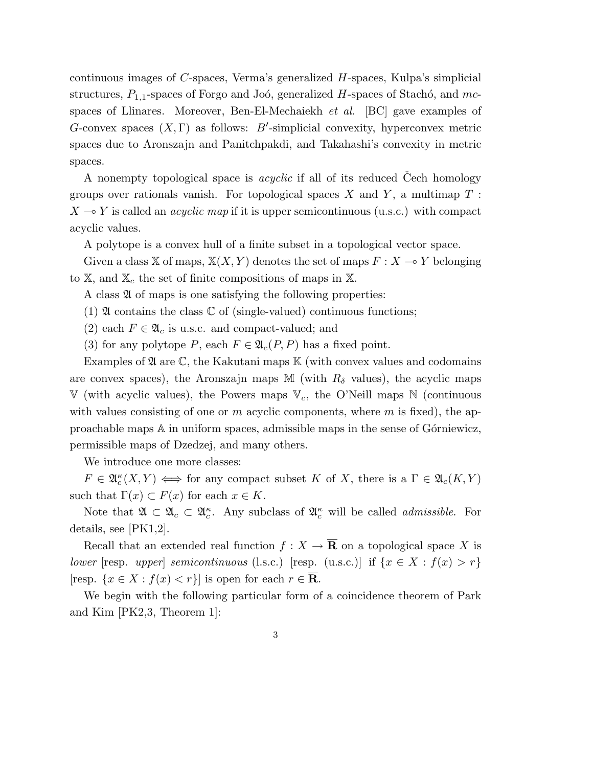continuous images of $C$-spaces, Verma's generalized $H$-spaces, Kulpa's simplicial structures, $P_{1,1}$-spaces of Forgo and Joó, generalized $H$-spaces of Stachó, and $mc$-spaces of Llinares. Moreover, Ben-El-Mechaiekh *et al*. [BC] gave examples of $G$-convex spaces $(X, \Gamma)$ as follows: $B'$-simplicial convexity, hyperconvex metric spaces due to Aronszajn and Panitchpakdi, and Takahashi's convexity in metric spaces.

A nonempty topological space is *acyclic* if all of its reduced Čech homology groups over rationals vanish. For topological spaces $X$ and $Y$, a multimap $T : X \multimap Y$ is called an *acyclic map* if it is upper semicontinuous (u.s.c.) with compact acyclic values.

A polytope is a convex hull of a finite subset in a topological vector space.

Given a class $\mathbb{X}$ of maps, $\mathbb{X}(X, Y)$ denotes the set of maps $F : X \multimap Y$ belonging to $\mathbb{X}$, and $\mathbb{X}_c$ the set of finite compositions of maps in $\mathbb{X}$.

A class $\mathfrak{A}$ of maps is one satisfying the following properties:

(1) $\mathfrak{A}$ contains the class $\mathbb{C}$ of (single-valued) continuous functions;

(2) each $F \in \mathfrak{A}_c$ is u.s.c. and compact-valued; and

(3) for any polytope $P$, each $F \in \mathfrak{A}_c(P, P)$ has a fixed point.

Examples of $\mathfrak{A}$ are $\mathbb{C}$, the Kakutani maps $\mathbb{K}$ (with convex values and codomains are convex spaces), the Aronszajn maps $\mathbb{M}$ (with $R_\delta$ values), the acyclic maps $\mathbb{V}$ (with acyclic values), the Powers maps $\mathbb{V}_c$, the O'Neill maps $\mathbb{N}$ (continuous with values consisting of one or $m$ acyclic components, where $m$ is fixed), the approachable maps $\mathbb{A}$ in uniform spaces, admissible maps in the sense of Górniewicz, permissible maps of Dzedzej, and many others.

We introduce one more classes:

$F \in \mathfrak{A}_c^\kappa(X, Y) \iff$ for any compact subset $K$ of $X$, there is a $\Gamma \in \mathfrak{A}_c(K, Y)$ such that $\Gamma(x) \subset F(x)$ for each $x \in K$.

Note that $\mathfrak{A} \subset \mathfrak{A}_c \subset \mathfrak{A}_c^\kappa$. Any subclass of $\mathfrak{A}_c^\kappa$ will be called *admissible*. For details, see [PK1,2].

Recall that an extended real function $f : X \to \overline{\mathbf{R}}$ on a topological space $X$ is *lower* [resp. *upper*] *semicontinuous* (l.s.c.) [resp. (u.s.c.)] if $\{x \in X : f(x) > r\}$ [resp. $\{x \in X : f(x) < r\}$] is open for each $r \in \overline{\mathbf{R}}$.

We begin with the following particular form of a coincidence theorem of Park and Kim [PK2,3, Theorem 1]: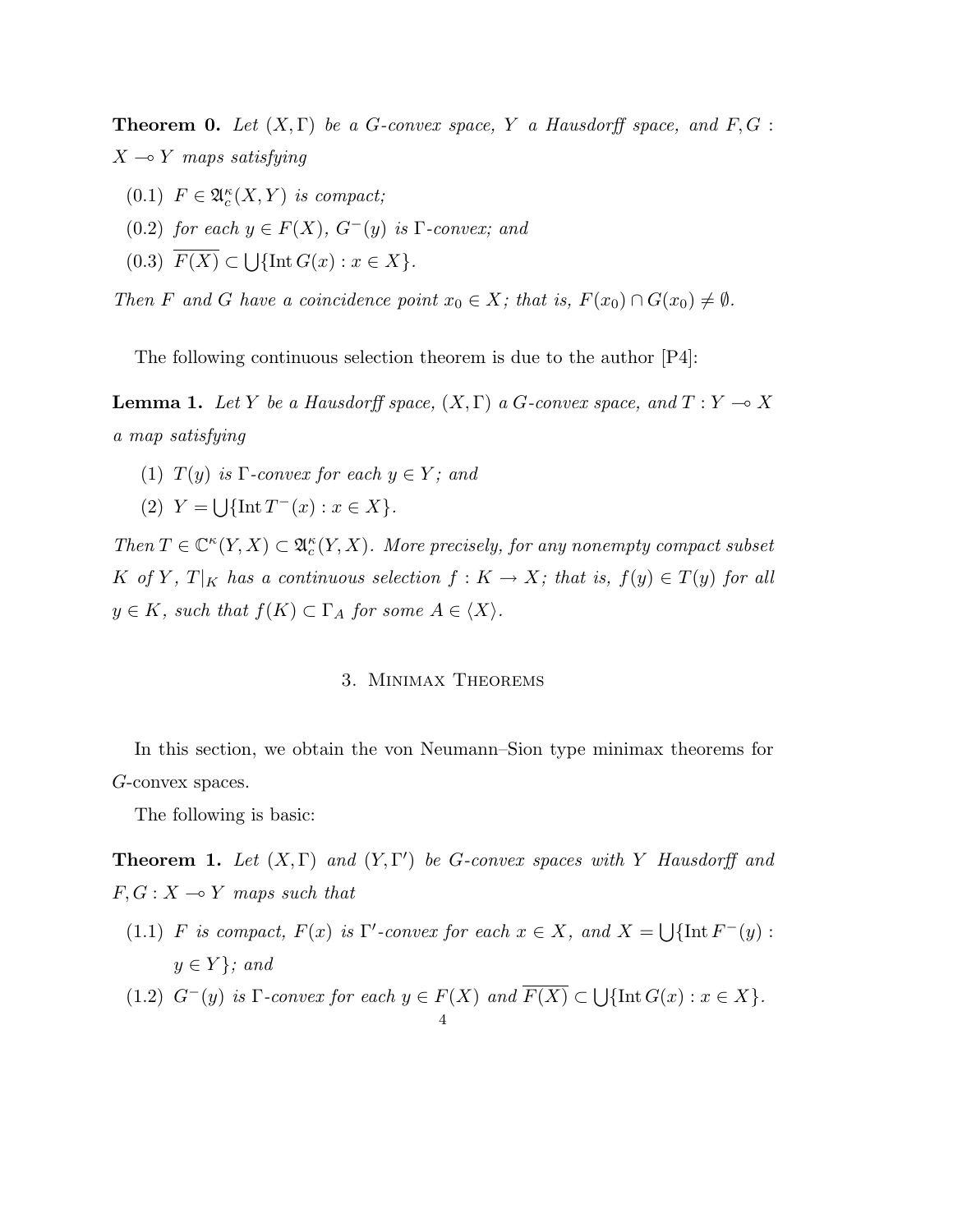**Theorem 0.** *Let $(X, \Gamma)$ be a G-convex space, $Y$ a Hausdorff space, and $F, G : X \multimap Y$ maps satisfying*

(0.1) *$F \in \mathfrak{A}_c^\kappa(X, Y)$ is compact;*

(0.2) *for each $y \in F(X)$, $G^-(y)$ is $\Gamma$-convex; and*

(0.3) *$\overline{F(X)} \subset \bigcup\{\operatorname{Int} G(x) : x \in X\}$.*

*Then $F$ and $G$ have a coincidence point $x_0 \in X$; that is, $F(x_0) \cap G(x_0) \neq \emptyset$.*

The following continuous selection theorem is due to the author [P4]:

**Lemma 1.** *Let $Y$ be a Hausdorff space, $(X, \Gamma)$ a G-convex space, and $T : Y \multimap X$ a map satisfying*

(1) *$T(y)$ is $\Gamma$-convex for each $y \in Y$; and*

(2) *$Y = \bigcup\{\operatorname{Int} T^-(x) : x \in X\}$.*

*Then $T \in \mathbb{C}^\kappa(Y, X) \subset \mathfrak{A}_c^\kappa(Y, X)$. More precisely, for any nonempty compact subset $K$ of $Y$, $T|_K$ has a continuous selection $f : K \to X$; that is, $f(y) \in T(y)$ for all $y \in K$, such that $f(K) \subset \Gamma_A$ for some $A \in \langle X \rangle$.*

## 3. Minimax Theorems

In this section, we obtain the von Neumann–Sion type minimax theorems for G-convex spaces.

The following is basic:

**Theorem 1.** *Let $(X, \Gamma)$ and $(Y, \Gamma')$ be G-convex spaces with $Y$ Hausdorff and $F, G : X \multimap Y$ maps such that*

(1.1) *$F$ is compact, $F(x)$ is $\Gamma'$-convex for each $x \in X$, and $X = \bigcup\{\operatorname{Int} F^-(y) : y \in Y\}$; and*

(1.2) *$G^-(y)$ is $\Gamma$-convex for each $y \in F(X)$ and $\overline{F(X)} \subset \bigcup\{\operatorname{Int} G(x) : x \in X\}$.*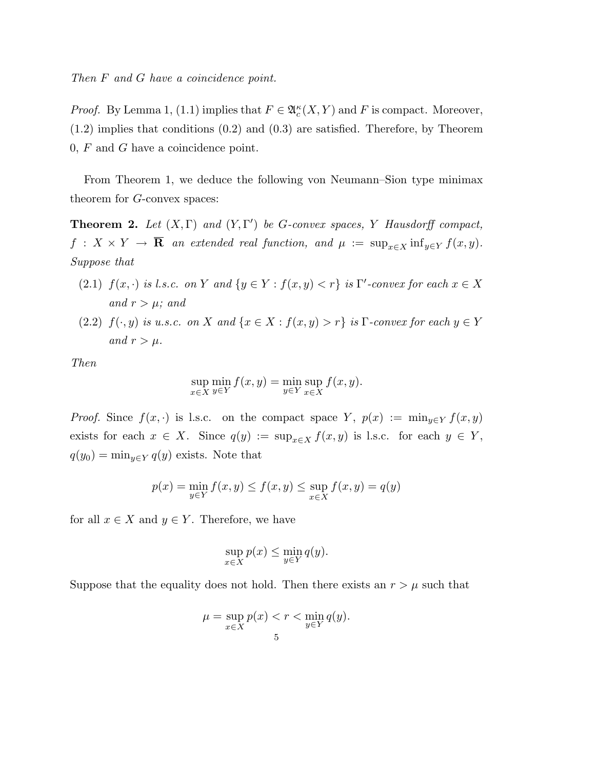*Then $F$ and $G$ have a coincidence point.*

*Proof.* By Lemma 1, (1.1) implies that $F \in \mathfrak{A}_c^\kappa(X,Y)$ and $F$ is compact. Moreover, (1.2) implies that conditions (0.2) and (0.3) are satisfied. Therefore, by Theorem 0, $F$ and $G$ have a coincidence point.

From Theorem 1, we deduce the following von Neumann–Sion type minimax theorem for $G$-convex spaces:

**Theorem 2.** *Let $(X,\Gamma)$ and $(Y,\Gamma')$ be $G$-convex spaces, $Y$ Hausdorff compact, $f : X \times Y \to \overline{\mathbf{R}}$ an extended real function, and $\mu := \sup_{x\in X} \inf_{y\in Y} f(x,y)$. Suppose that*

- (2.1) *$f(x,\cdot)$ is l.s.c. on $Y$ and $\{y \in Y : f(x,y) < r\}$ is $\Gamma'$-convex for each $x \in X$ and $r > \mu$; and*
- (2.2) *$f(\cdot,y)$ is u.s.c. on $X$ and $\{x \in X : f(x,y) > r\}$ is $\Gamma$-convex for each $y \in Y$ and $r > \mu$.*

*Then*

$$\sup_{x\in X} \min_{y\in Y} f(x,y) = \min_{y\in Y} \sup_{x\in X} f(x,y).$$

*Proof.* Since $f(x,\cdot)$ is l.s.c. on the compact space $Y$, $p(x) := \min_{y\in Y} f(x,y)$ exists for each $x \in X$. Since $q(y) := \sup_{x\in X} f(x,y)$ is l.s.c. for each $y \in Y$, $q(y_0) = \min_{y\in Y} q(y)$ exists. Note that

$$p(x) = \min_{y\in Y} f(x,y) \leq f(x,y) \leq \sup_{x\in X} f(x,y) = q(y)$$

for all $x \in X$ and $y \in Y$. Therefore, we have

$$\sup_{x\in X} p(x) \leq \min_{y\in Y} q(y).$$

Suppose that the equality does not hold. Then there exists an $r > \mu$ such that

$$\mu = \sup_{x\in X} p(x) < r < \min_{y\in Y} q(y).$$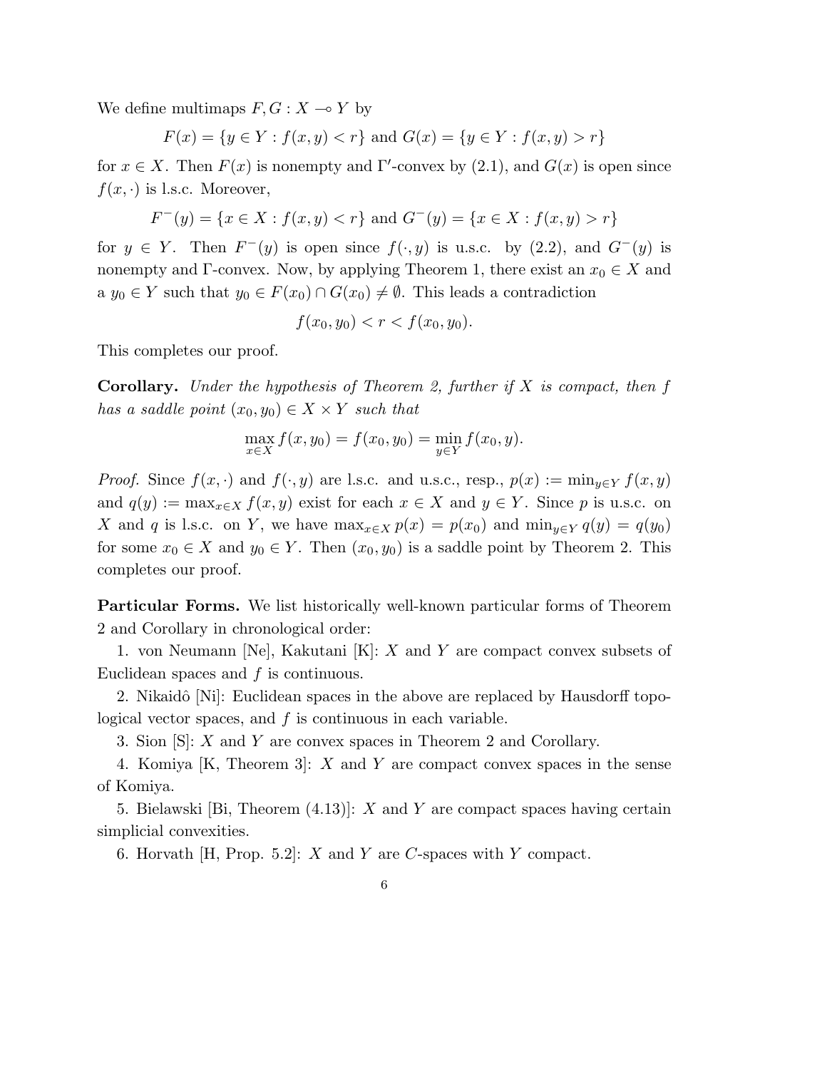We define multimaps $F, G : X \multimap Y$ by

$$F(x) = \{y \in Y : f(x,y) < r\} \text{ and } G(x) = \{y \in Y : f(x,y) > r\}$$

for $x \in X$. Then $F(x)$ is nonempty and $\Gamma'$-convex by (2.1), and $G(x)$ is open since $f(x,\cdot)$ is l.s.c. Moreover,

$$F^-(y) = \{x \in X : f(x,y) < r\} \text{ and } G^-(y) = \{x \in X : f(x,y) > r\}$$

for $y \in Y$. Then $F^-(y)$ is open since $f(\cdot,y)$ is u.s.c. by (2.2), and $G^-(y)$ is nonempty and $\Gamma$-convex. Now, by applying Theorem 1, there exist an $x_0 \in X$ and a $y_0 \in Y$ such that $y_0 \in F(x_0) \cap G(x_0) \neq \emptyset$. This leads a contradiction

$$f(x_0, y_0) < r < f(x_0, y_0).$$

This completes our proof.

**Corollary.** *Under the hypothesis of Theorem 2, further if $X$ is compact, then $f$ has a saddle point $(x_0, y_0) \in X \times Y$ such that*

$$\max_{x \in X} f(x, y_0) = f(x_0, y_0) = \min_{y \in Y} f(x_0, y).$$

*Proof.* Since $f(x,\cdot)$ and $f(\cdot,y)$ are l.s.c. and u.s.c., resp., $p(x) := \min_{y \in Y} f(x,y)$ and $q(y) := \max_{x \in X} f(x,y)$ exist for each $x \in X$ and $y \in Y$. Since $p$ is u.s.c. on $X$ and $q$ is l.s.c. on $Y$, we have $\max_{x \in X} p(x) = p(x_0)$ and $\min_{y \in Y} q(y) = q(y_0)$ for some $x_0 \in X$ and $y_0 \in Y$. Then $(x_0, y_0)$ is a saddle point by Theorem 2. This completes our proof.

**Particular Forms.** We list historically well-known particular forms of Theorem 2 and Corollary in chronological order:

1. von Neumann [Ne], Kakutani [K]: $X$ and $Y$ are compact convex subsets of Euclidean spaces and $f$ is continuous.

2. Nikaidô [Ni]: Euclidean spaces in the above are replaced by Hausdorff topological vector spaces, and $f$ is continuous in each variable.

3. Sion [S]: $X$ and $Y$ are convex spaces in Theorem 2 and Corollary.

4. Komiya [K, Theorem 3]: $X$ and $Y$ are compact convex spaces in the sense of Komiya.

5. Bielawski [Bi, Theorem (4.13)]: $X$ and $Y$ are compact spaces having certain simplicial convexities.

6. Horvath [H, Prop. 5.2]: $X$ and $Y$ are $C$-spaces with $Y$ compact.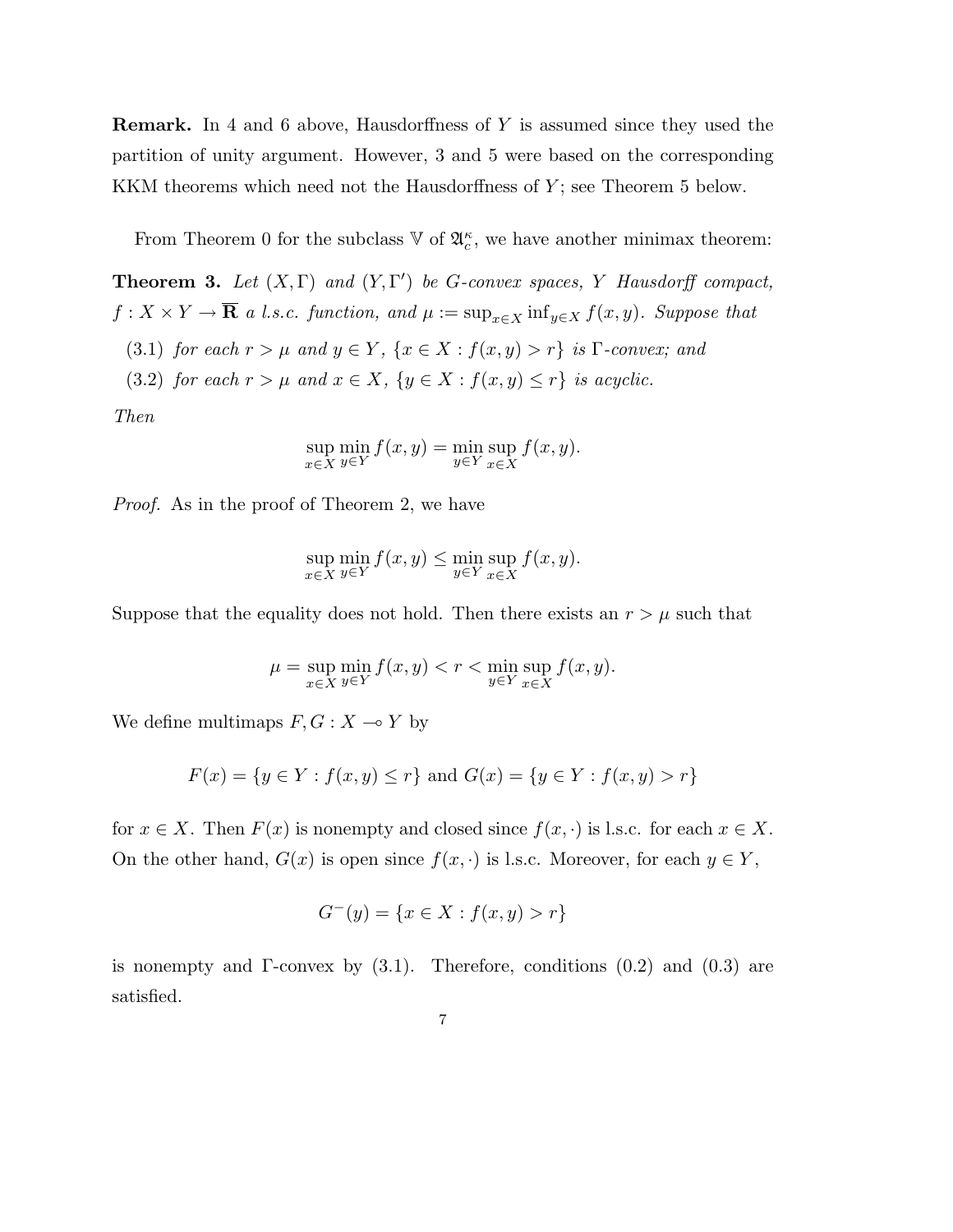**Remark.** In 4 and 6 above, Hausdorffness of $Y$ is assumed since they used the partition of unity argument. However, 3 and 5 were based on the corresponding KKM theorems which need not the Hausdorffness of $Y$; see Theorem 5 below.

From Theorem 0 for the subclass $\mathbb{V}$ of $\mathfrak{A}_c^\kappa$, we have another minimax theorem:

**Theorem 3.** *Let $(X, \Gamma)$ and $(Y, \Gamma')$ be G-convex spaces, $Y$ Hausdorff compact, $f : X \times Y \to \overline{\mathbf{R}}$ a l.s.c. function, and $\mu := \sup_{x \in X} \inf_{y \in X} f(x, y)$. Suppose that*

(3.1) *for each $r > \mu$ and $y \in Y$, $\{x \in X : f(x, y) > r\}$ is $\Gamma$-convex; and*

(3.2) *for each $r > \mu$ and $x \in X$, $\{y \in X : f(x, y) \leq r\}$ is acyclic.*

*Then*

$$\sup_{x \in X} \min_{y \in Y} f(x, y) = \min_{y \in Y} \sup_{x \in X} f(x, y).$$

*Proof.* As in the proof of Theorem 2, we have

$$\sup_{x \in X} \min_{y \in Y} f(x, y) \leq \min_{y \in Y} \sup_{x \in X} f(x, y).$$

Suppose that the equality does not hold. Then there exists an $r > \mu$ such that

$$\mu = \sup_{x \in X} \min_{y \in Y} f(x, y) < r < \min_{y \in Y} \sup_{x \in X} f(x, y).$$

We define multimaps $F, G : X \multimap Y$ by

$$F(x) = \{y \in Y : f(x, y) \leq r\} \text{ and } G(x) = \{y \in Y : f(x, y) > r\}$$

for $x \in X$. Then $F(x)$ is nonempty and closed since $f(x, \cdot)$ is l.s.c. for each $x \in X$. On the other hand, $G(x)$ is open since $f(x, \cdot)$ is l.s.c. Moreover, for each $y \in Y$,

$$G^-(y) = \{x \in X : f(x, y) > r\}$$

is nonempty and $\Gamma$-convex by (3.1). Therefore, conditions (0.2) and (0.3) are satisfied.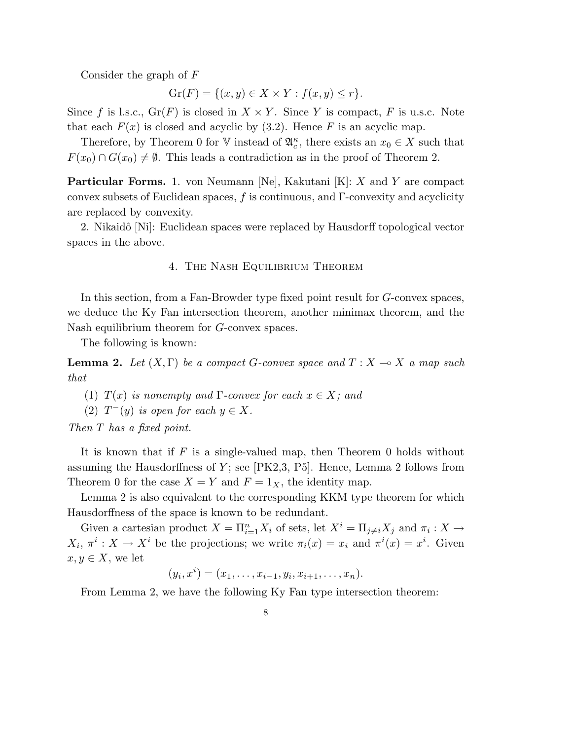Consider the graph of $F$

$$\mathrm{Gr}(F) = \{(x, y) \in X \times Y : f(x, y) \leq r\}.$$

Since $f$ is l.s.c., $\mathrm{Gr}(F)$ is closed in $X \times Y$. Since $Y$ is compact, $F$ is u.s.c. Note that each $F(x)$ is closed and acyclic by (3.2). Hence $F$ is an acyclic map.

Therefore, by Theorem 0 for $\mathbb{V}$ instead of $\mathfrak{A}_c^\kappa$, there exists an $x_0 \in X$ such that $F(x_0) \cap G(x_0) \neq \emptyset$. This leads a contradiction as in the proof of Theorem 2.

**Particular Forms.** 1. von Neumann [Ne], Kakutani [K]: $X$ and $Y$ are compact convex subsets of Euclidean spaces, $f$ is continuous, and $\Gamma$-convexity and acyclicity are replaced by convexity.

2. Nikaidô [Ni]: Euclidean spaces were replaced by Hausdorff topological vector spaces in the above.

## 4. The Nash Equilibrium Theorem

In this section, from a Fan-Browder type fixed point result for $G$-convex spaces, we deduce the Ky Fan intersection theorem, another minimax theorem, and the Nash equilibrium theorem for $G$-convex spaces.

The following is known:

**Lemma 2.** *Let $(X, \Gamma)$ be a compact $G$-convex space and $T : X \multimap X$ a map such that*

(1) *$T(x)$ is nonempty and $\Gamma$-convex for each $x \in X$; and*

(2) *$T^-(y)$ is open for each $y \in X$.*

*Then $T$ has a fixed point.*

It is known that if $F$ is a single-valued map, then Theorem 0 holds without assuming the Hausdorffness of $Y$; see [PK2,3, P5]. Hence, Lemma 2 follows from Theorem 0 for the case $X = Y$ and $F = 1_X$, the identity map.

Lemma 2 is also equivalent to the corresponding KKM type theorem for which Hausdorffness of the space is known to be redundant.

Given a cartesian product $X = \Pi_{i=1}^n X_i$ of sets, let $X^i = \Pi_{j \neq i} X_j$ and $\pi_i : X \to X_i$, $\pi^i : X \to X^i$ be the projections; we write $\pi_i(x) = x_i$ and $\pi^i(x) = x^i$. Given $x, y \in X$, we let

$$(y_i, x^i) = (x_1, \ldots, x_{i-1}, y_i, x_{i+1}, \ldots, x_n).$$

From Lemma 2, we have the following Ky Fan type intersection theorem: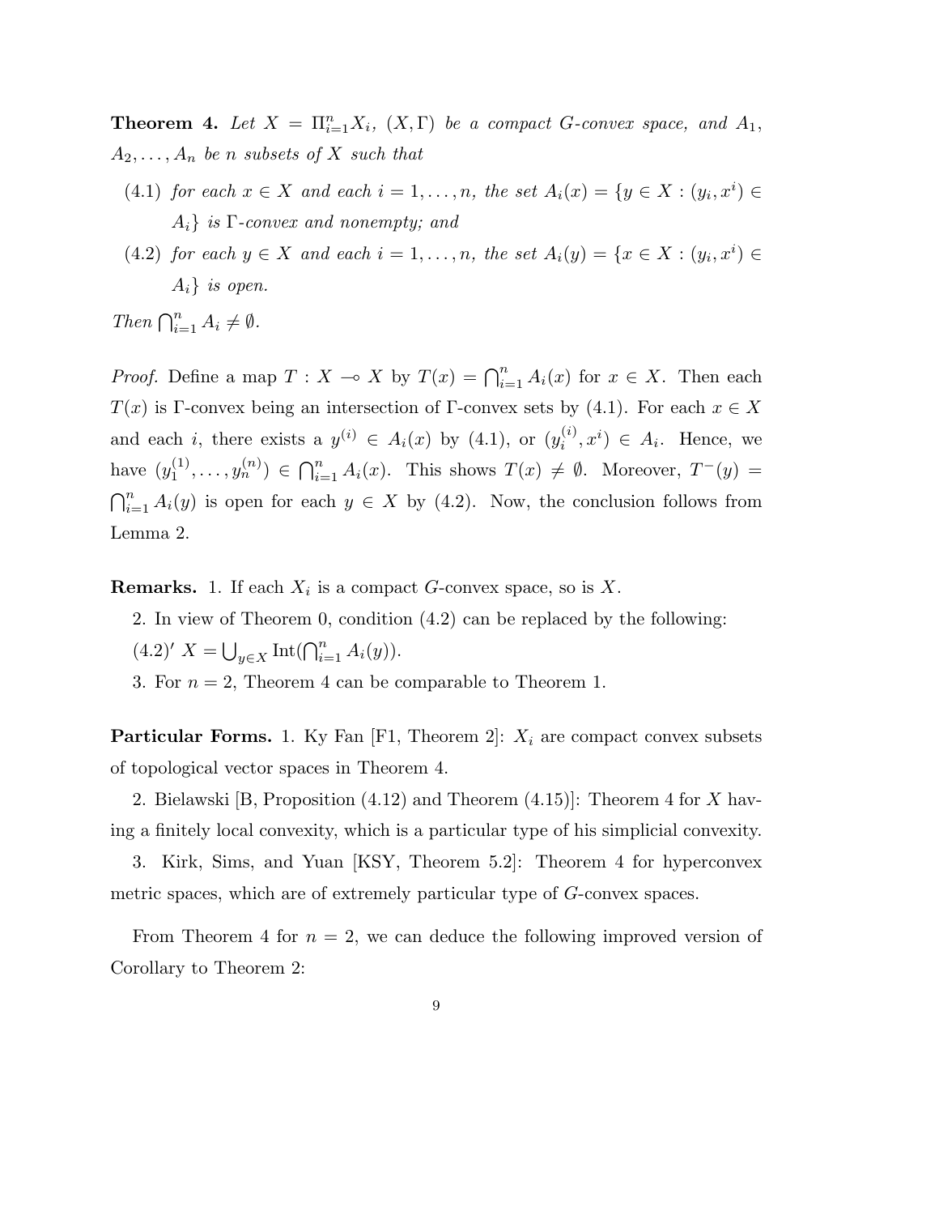**Theorem 4.** *Let $X = \Pi_{i=1}^n X_i$, $(X, \Gamma)$ be a compact G-convex space, and $A_1$, $A_2, \ldots, A_n$ be $n$ subsets of $X$ such that*

(4.1) *for each $x \in X$ and each $i = 1, \ldots, n$, the set $A_i(x) = \{y \in X : (y_i, x^i) \in A_i\}$ is $\Gamma$-convex and nonempty; and*

(4.2) *for each $y \in X$ and each $i = 1, \ldots, n$, the set $A_i(y) = \{x \in X : (y_i, x^i) \in A_i\}$ is open.*

*Then $\bigcap_{i=1}^n A_i \neq \emptyset$.*

*Proof.* Define a map $T : X \multimap X$ by $T(x) = \bigcap_{i=1}^n A_i(x)$ for $x \in X$. Then each $T(x)$ is $\Gamma$-convex being an intersection of $\Gamma$-convex sets by (4.1). For each $x \in X$ and each $i$, there exists a $y^{(i)} \in A_i(x)$ by (4.1), or $(y_i^{(i)}, x^i) \in A_i$. Hence, we have $(y_1^{(1)}, \ldots, y_n^{(n)}) \in \bigcap_{i=1}^n A_i(x)$. This shows $T(x) \neq \emptyset$. Moreover, $T^-(y) = \bigcap_{i=1}^n A_i(y)$ is open for each $y \in X$ by (4.2). Now, the conclusion follows from Lemma 2.

**Remarks.** 1. If each $X_i$ is a compact $G$-convex space, so is $X$.

2. In view of Theorem 0, condition (4.2) can be replaced by the following:

(4.2)′ $X = \bigcup_{y \in X} \mathrm{Int}(\bigcap_{i=1}^n A_i(y))$.

3. For $n = 2$, Theorem 4 can be comparable to Theorem 1.

**Particular Forms.** 1. Ky Fan [F1, Theorem 2]: $X_i$ are compact convex subsets of topological vector spaces in Theorem 4.

2. Bielawski [B, Proposition (4.12) and Theorem (4.15)]: Theorem 4 for $X$ having a finitely local convexity, which is a particular type of his simplicial convexity.

3. Kirk, Sims, and Yuan [KSY, Theorem 5.2]: Theorem 4 for hyperconvex metric spaces, which are of extremely particular type of $G$-convex spaces.

From Theorem 4 for $n = 2$, we can deduce the following improved version of Corollary to Theorem 2: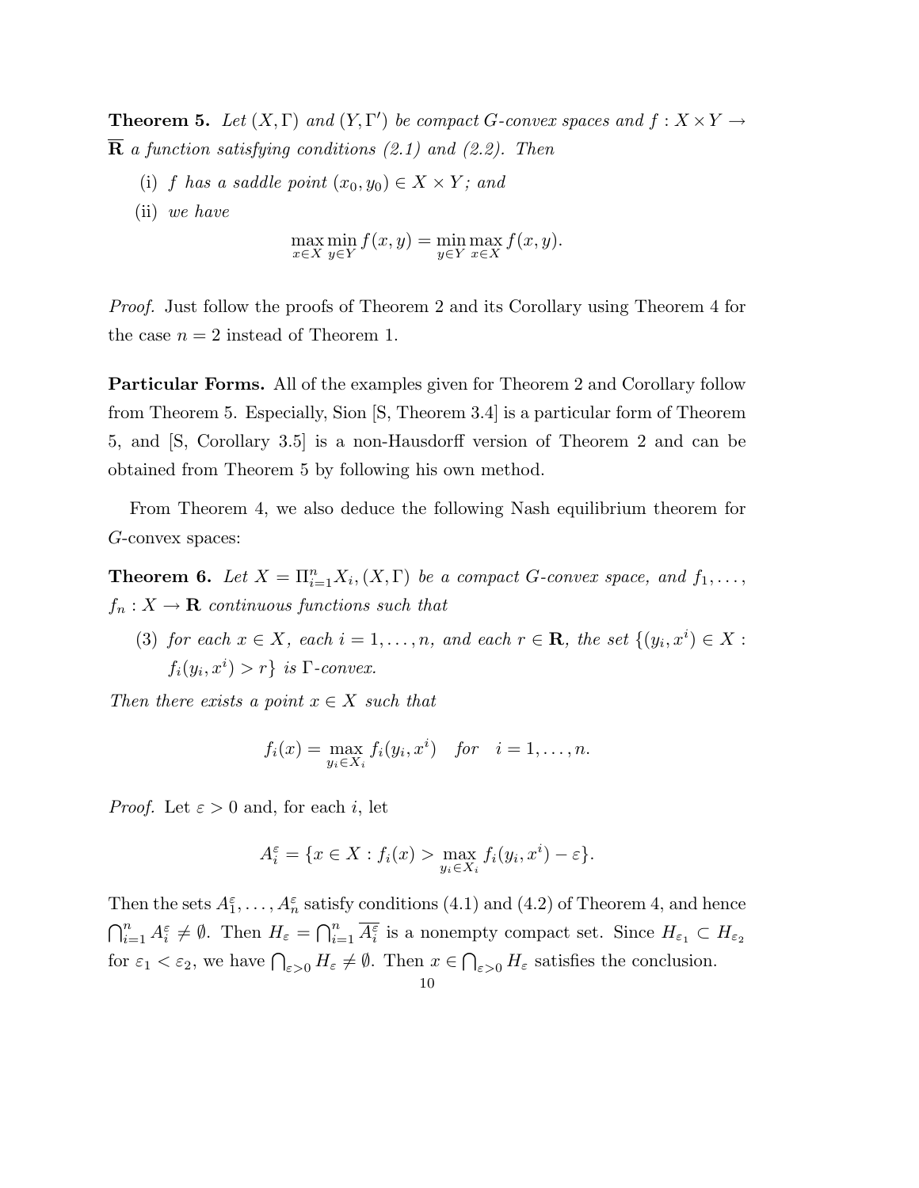**Theorem 5.** *Let $(X, \Gamma)$ and $(Y, \Gamma')$ be compact G-convex spaces and $f : X \times Y \to \overline{\mathbf{R}}$ a function satisfying conditions (2.1) and (2.2). Then*

(i) *$f$ has a saddle point $(x_0, y_0) \in X \times Y$; and*

(ii) *we have*

$$\max_{x \in X} \min_{y \in Y} f(x, y) = \min_{y \in Y} \max_{x \in X} f(x, y).$$

*Proof.* Just follow the proofs of Theorem 2 and its Corollary using Theorem 4 for the case $n = 2$ instead of Theorem 1.

**Particular Forms.** All of the examples given for Theorem 2 and Corollary follow from Theorem 5. Especially, Sion [S, Theorem 3.4] is a particular form of Theorem 5, and [S, Corollary 3.5] is a non-Hausdorff version of Theorem 2 and can be obtained from Theorem 5 by following his own method.

From Theorem 4, we also deduce the following Nash equilibrium theorem for $G$-convex spaces:

**Theorem 6.** *Let $X = \Pi_{i=1}^n X_i, (X, \Gamma)$ be a compact G-convex space, and $f_1, \ldots, f_n : X \to \mathbf{R}$ continuous functions such that*

(3) *for each $x \in X$, each $i = 1, \ldots, n$, and each $r \in \mathbf{R}$, the set $\{(y_i, x^i) \in X : f_i(y_i, x^i) > r\}$ is $\Gamma$-convex.*

*Then there exists a point $x \in X$ such that*

$$f_i(x) = \max_{y_i \in X_i} f_i(y_i, x^i) \quad \textit{for} \quad i = 1, \ldots, n.$$

*Proof.* Let $\varepsilon > 0$ and, for each $i$, let

$$A_i^\varepsilon = \{x \in X : f_i(x) > \max_{y_i \in X_i} f_i(y_i, x^i) - \varepsilon\}.$$

Then the sets $A_1^\varepsilon, \ldots, A_n^\varepsilon$ satisfy conditions (4.1) and (4.2) of Theorem 4, and hence $\bigcap_{i=1}^n A_i^\varepsilon \neq \emptyset$. Then $H_\varepsilon = \bigcap_{i=1}^n \overline{A_i^\varepsilon}$ is a nonempty compact set. Since $H_{\varepsilon_1} \subset H_{\varepsilon_2}$ for $\varepsilon_1 < \varepsilon_2$, we have $\bigcap_{\varepsilon > 0} H_\varepsilon \neq \emptyset$. Then $x \in \bigcap_{\varepsilon > 0} H_\varepsilon$ satisfies the conclusion.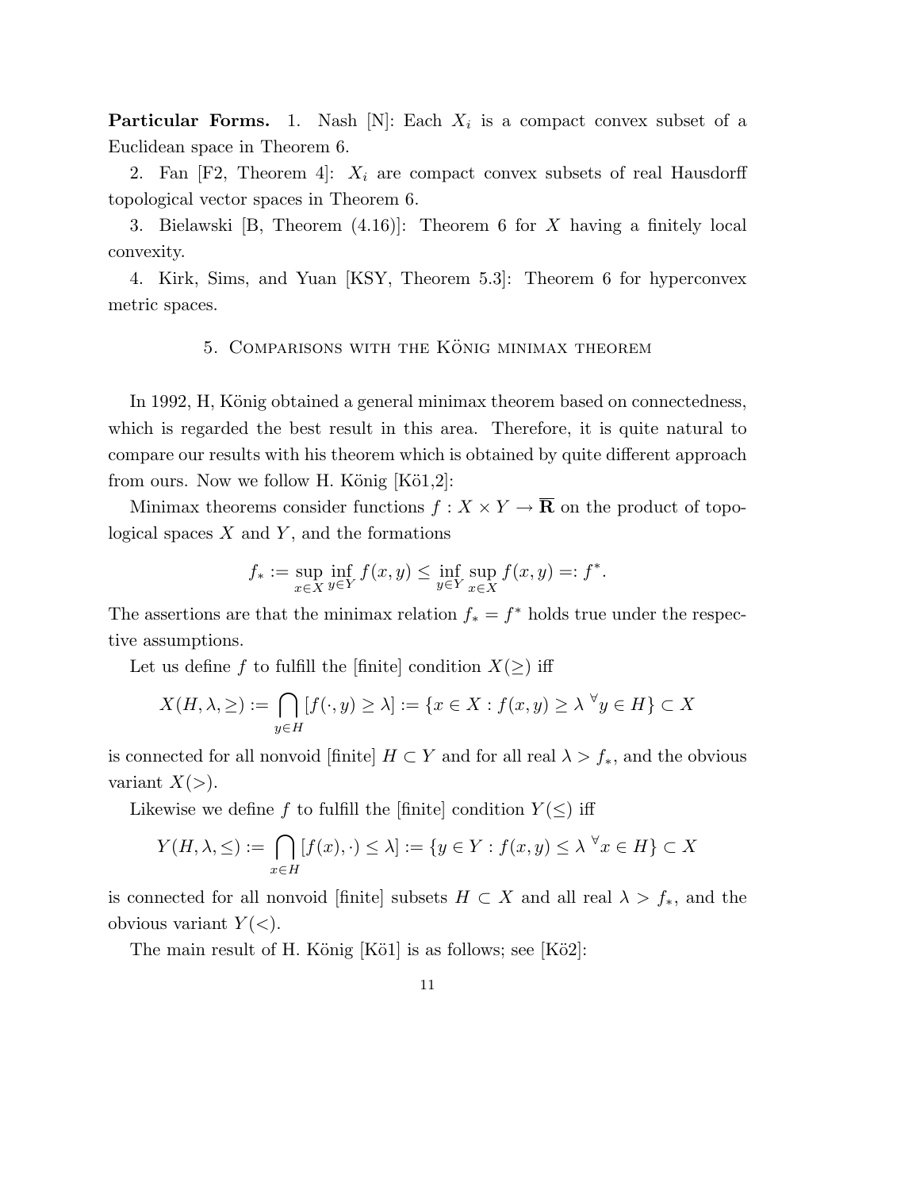**Particular Forms.** 1. Nash [N]: Each $X_i$ is a compact convex subset of a Euclidean space in Theorem 6.

2. Fan [F2, Theorem 4]: $X_i$ are compact convex subsets of real Hausdorff topological vector spaces in Theorem 6.

3. Bielawski [B, Theorem (4.16)]: Theorem 6 for $X$ having a finitely local convexity.

4. Kirk, Sims, and Yuan [KSY, Theorem 5.3]: Theorem 6 for hyperconvex metric spaces.

## 5. Comparisons with the König minimax theorem

In 1992, H, König obtained a general minimax theorem based on connectedness, which is regarded the best result in this area. Therefore, it is quite natural to compare our results with his theorem which is obtained by quite different approach from ours. Now we follow H. König [Kö1,2]:

Minimax theorems consider functions $f : X \times Y \to \overline{\mathbf{R}}$ on the product of topological spaces $X$ and $Y$, and the formations

$$f_* := \sup_{x \in X} \inf_{y \in Y} f(x, y) \leq \inf_{y \in Y} \sup_{x \in X} f(x, y) =: f^*.$$

The assertions are that the minimax relation $f_* = f^*$ holds true under the respective assumptions.

Let us define $f$ to fulfill the [finite] condition $X(\geq)$ iff

$$X(H, \lambda, \geq) := \bigcap_{y \in H} [f(\cdot, y) \geq \lambda] := \{x \in X : f(x, y) \geq \lambda \ {}^{\forall} y \in H\} \subset X$$

is connected for all nonvoid [finite] $H \subset Y$ and for all real $\lambda > f_*$, and the obvious variant $X(>)$.

Likewise we define $f$ to fulfill the [finite] condition $Y(\leq)$ iff

$$Y(H, \lambda, \leq) := \bigcap_{x \in H} [f(x), \cdot) \leq \lambda] := \{y \in Y : f(x, y) \leq \lambda \ {}^{\forall} x \in H\} \subset X$$

is connected for all nonvoid [finite] subsets $H \subset X$ and all real $\lambda > f_*$, and the obvious variant $Y(<)$.

The main result of H. König [Kö1] is as follows; see [Kö2]: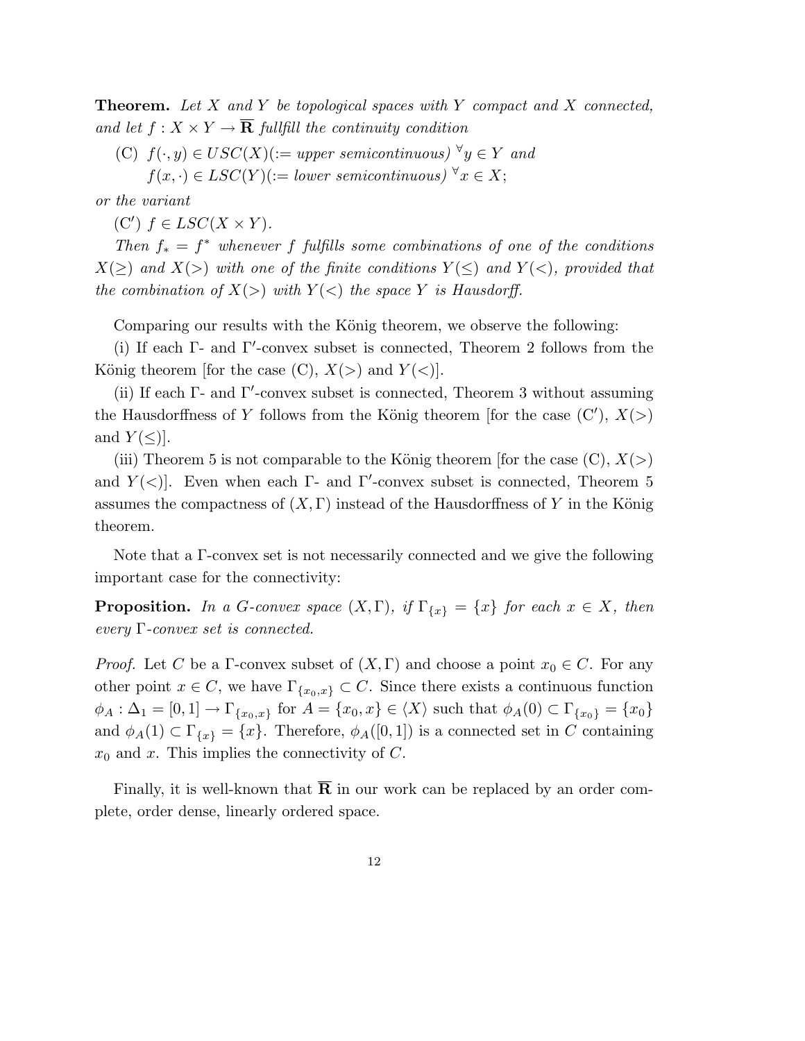**Theorem.** *Let $X$ and $Y$ be topological spaces with $Y$ compact and $X$ connected, and let $f : X \times Y \to \overline{\mathbf{R}}$ fullfill the continuity condition*

(C) *$f(\cdot, y) \in USC(X)(:=$ upper semicontinuous$)$ $^{\forall}y \in Y$ and*
*$f(x, \cdot) \in LSC(Y)(:=$ lower semicontinuous$)$ $^{\forall}x \in X$;*

*or the variant*

(C$'$) *$f \in LSC(X \times Y)$.*

*Then $f_* = f^*$ whenever $f$ fulfills some combinations of one of the conditions $X(\geq)$ and $X(>)$ with one of the finite conditions $Y(\leq)$ and $Y(<)$, provided that the combination of $X(>)$ with $Y(<)$ the space $Y$ is Hausdorff.*

Comparing our results with the König theorem, we observe the following:

(i) If each $\Gamma$- and $\Gamma'$-convex subset is connected, Theorem 2 follows from the König theorem [for the case (C), $X(>)$ and $Y(<)$].

(ii) If each $\Gamma$- and $\Gamma'$-convex subset is connected, Theorem 3 without assuming the Hausdorffness of $Y$ follows from the König theorem [for the case (C$'$), $X(>)$ and $Y(\leq)$].

(iii) Theorem 5 is not comparable to the König theorem [for the case (C), $X(>)$ and $Y(<)$]. Even when each $\Gamma$- and $\Gamma'$-convex subset is connected, Theorem 5 assumes the compactness of $(X, \Gamma)$ instead of the Hausdorffness of $Y$ in the König theorem.

Note that a $\Gamma$-convex set is not necessarily connected and we give the following important case for the connectivity:

**Proposition.** *In a G-convex space $(X, \Gamma)$, if $\Gamma_{\{x\}} = \{x\}$ for each $x \in X$, then every $\Gamma$-convex set is connected.*

*Proof.* Let $C$ be a $\Gamma$-convex subset of $(X, \Gamma)$ and choose a point $x_0 \in C$. For any other point $x \in C$, we have $\Gamma_{\{x_0, x\}} \subset C$. Since there exists a continuous function $\phi_A : \Delta_1 = [0, 1] \to \Gamma_{\{x_0, x\}}$ for $A = \{x_0, x\} \in \langle X \rangle$ such that $\phi_A(0) \subset \Gamma_{\{x_0\}} = \{x_0\}$ and $\phi_A(1) \subset \Gamma_{\{x\}} = \{x\}$. Therefore, $\phi_A([0, 1])$ is a connected set in $C$ containing $x_0$ and $x$. This implies the connectivity of $C$.

Finally, it is well-known that $\overline{\mathbf{R}}$ in our work can be replaced by an order complete, order dense, linearly ordered space.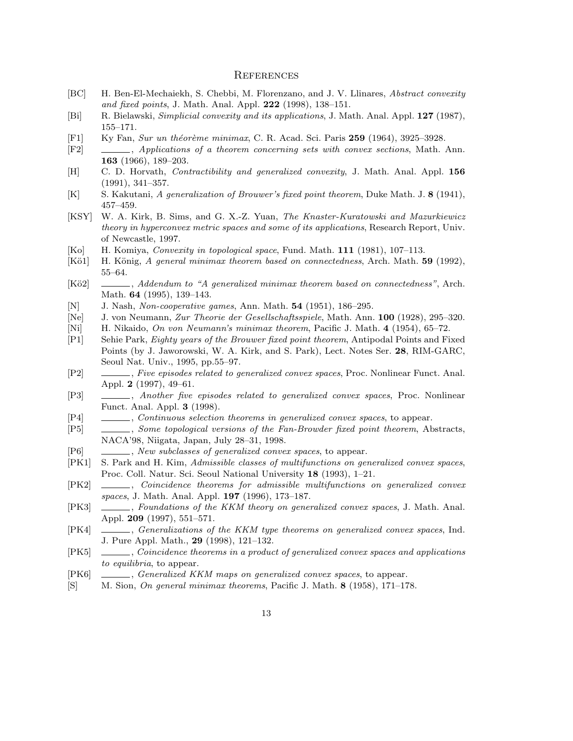## References

[BC] H. Ben-El-Mechaiekh, S. Chebbi, M. Florenzano, and J. V. Llinares, *Abstract convexity and fixed points*, J. Math. Anal. Appl. **222** (1998), 138–151.

[Bi] R. Bielawski, *Simplicial convexity and its applications*, J. Math. Anal. Appl. **127** (1987), 155–171.

[F1] Ky Fan, *Sur un théorème minimax*, C. R. Acad. Sci. Paris **259** (1964), 3925–3928.

[F2] ______, *Applications of a theorem concerning sets with convex sections*, Math. Ann. **163** (1966), 189–203.

[H] C. D. Horvath, *Contractibility and generalized convexity*, J. Math. Anal. Appl. **156** (1991), 341–357.

[K] S. Kakutani, *A generalization of Brouwer's fixed point theorem*, Duke Math. J. **8** (1941), 457–459.

[KSY] W. A. Kirk, B. Sims, and G. X.-Z. Yuan, *The Knaster-Kuratowski and Mazurkiewicz theory in hyperconvex metric spaces and some of its applications*, Research Report, Univ. of Newcastle, 1997.

[Ko] H. Komiya, *Convexity in topological space*, Fund. Math. **111** (1981), 107–113.

[Kö1] H. König, *A general minimax theorem based on connectedness*, Arch. Math. **59** (1992), 55–64.

[Kö2] ______, *Addendum to "A generalized minimax theorem based on connectedness"*, Arch. Math. **64** (1995), 139–143.

[N] J. Nash, *Non-cooperative games*, Ann. Math. **54** (1951), 186–295.

[Ne] J. von Neumann, *Zur Theorie der Gesellschaftsspiele*, Math. Ann. **100** (1928), 295–320.

[Ni] H. Nikaido, *On von Neumann's minimax theorem*, Pacific J. Math. **4** (1954), 65–72.

[P1] Sehie Park, *Eighty years of the Brouwer fixed point theorem*, Antipodal Points and Fixed Points (by J. Jaworowski, W. A. Kirk, and S. Park), Lect. Notes Ser. **28**, RIM-GARC, Seoul Nat. Univ., 1995, pp.55–97.

[P2] ______, *Five episodes related to generalized convex spaces*, Proc. Nonlinear Funct. Anal. Appl. **2** (1997), 49–61.

[P3] ______, *Another five episodes related to generalized convex spaces*, Proc. Nonlinear Funct. Anal. Appl. **3** (1998).

[P4] ______, *Continuous selection theorems in generalized convex spaces*, to appear.

[P5] ______, *Some topological versions of the Fan-Browder fixed point theorem*, Abstracts, NACA'98, Niigata, Japan, July 28–31, 1998.

[P6] ______, *New subclasses of generalized convex spaces*, to appear.

[PK1] S. Park and H. Kim, *Admissible classes of multifunctions on generalized convex spaces*, Proc. Coll. Natur. Sci. Seoul National University **18** (1993), 1–21.

[PK2] ______, *Coincidence theorems for admissible multifunctions on generalized convex spaces*, J. Math. Anal. Appl. **197** (1996), 173–187.

[PK3] ______, *Foundations of the KKM theory on generalized convex spaces*, J. Math. Anal. Appl. **209** (1997), 551–571.

[PK4] ______, *Generalizations of the KKM type theorems on generalized convex spaces*, Ind. J. Pure Appl. Math., **29** (1998), 121–132.

[PK5] ______, *Coincidence theorems in a product of generalized convex spaces and applications to equilibria*, to appear.

[PK6] ______, *Generalized KKM maps on generalized convex spaces*, to appear.

[S] M. Sion, *On general minimax theorems*, Pacific J. Math. **8** (1958), 171–178.